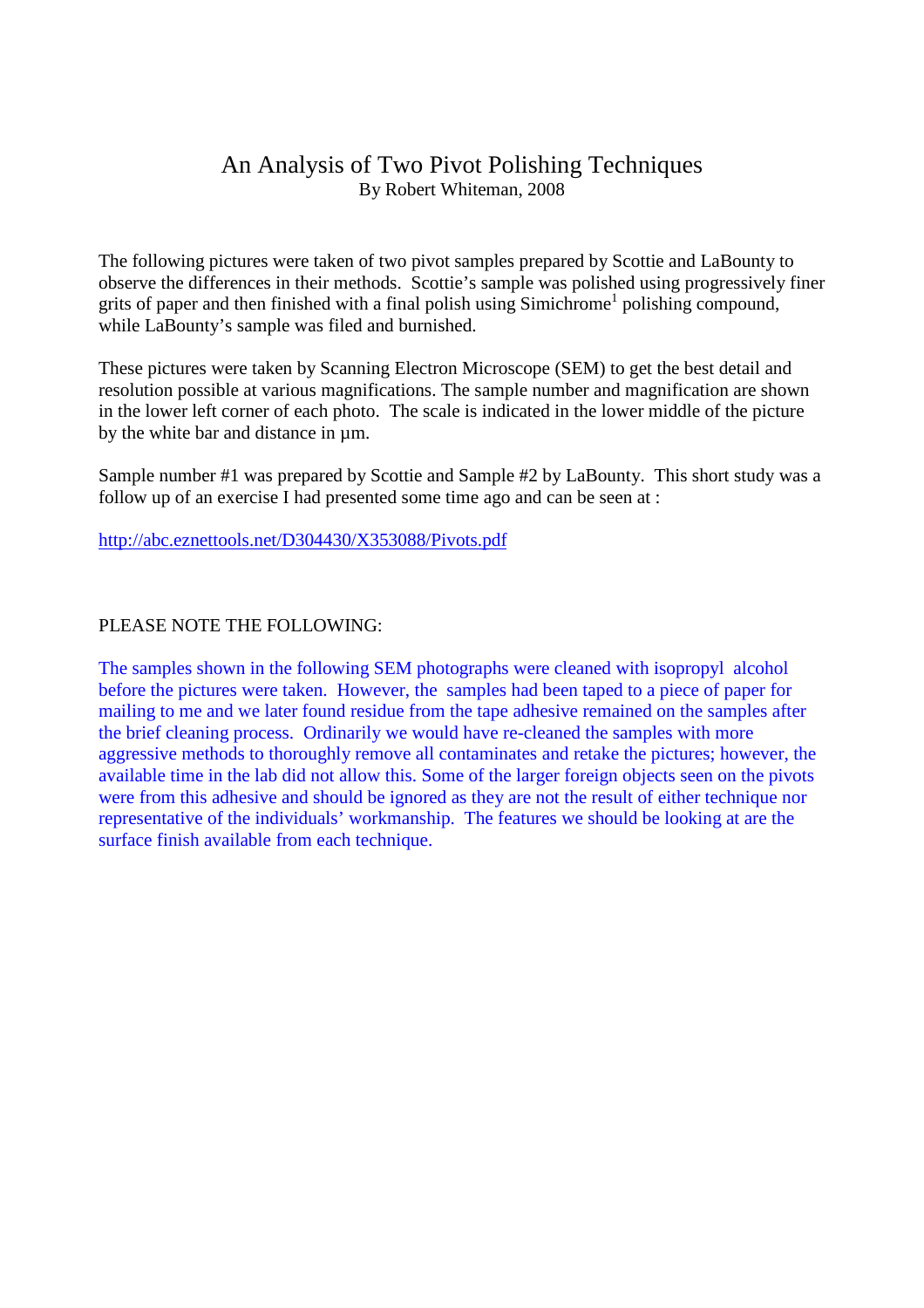# An Analysis of Two Pivot Polishing Techniques

By Robert Whiteman, 2008

The following pictures were taken of two pivot samples prepared by Scottie and LaBounty to observe the differences in their methods. Scottie's sample was polished using progressively finer grits of paper and then finished with a final polish using Simichrome[1] polishing compound, while LaBounty's sample was filed and burnished.

These pictures were taken by Scanning Electron Microscope (SEM) to get the best detail and resolution possible at various magnifications. The sample number and magnification are shown in the lower left corner of each photo. The scale is indicated in the lower middle of the picture by the white bar and distance in µm.

Sample number #1 was prepared by Scottie and Sample #2 by LaBounty. This short study was a follow up of an exercise I had presented some time ago and can be seen at :

http://abc.eznettools.net/D304430/X353088/Pivots.pdf

PLEASE NOTE THE FOLLOWING:

The samples shown in the following SEM photographs were cleaned with isopropyl alcohol before the pictures were taken. However, the samples had been taped to a piece of paper for mailing to me and we later found residue from the tape adhesive remained on the samples after the brief cleaning process. Ordinarily we would have re-cleaned the samples with more aggressive methods to thoroughly remove all contaminates and retake the pictures; however, the available time in the lab did not allow this. Some of the larger foreign objects seen on the pivots were from this adhesive and should be ignored as they are not the result of either technique nor representative of the individuals' workmanship. The features we should be looking at are the surface finish available from each technique.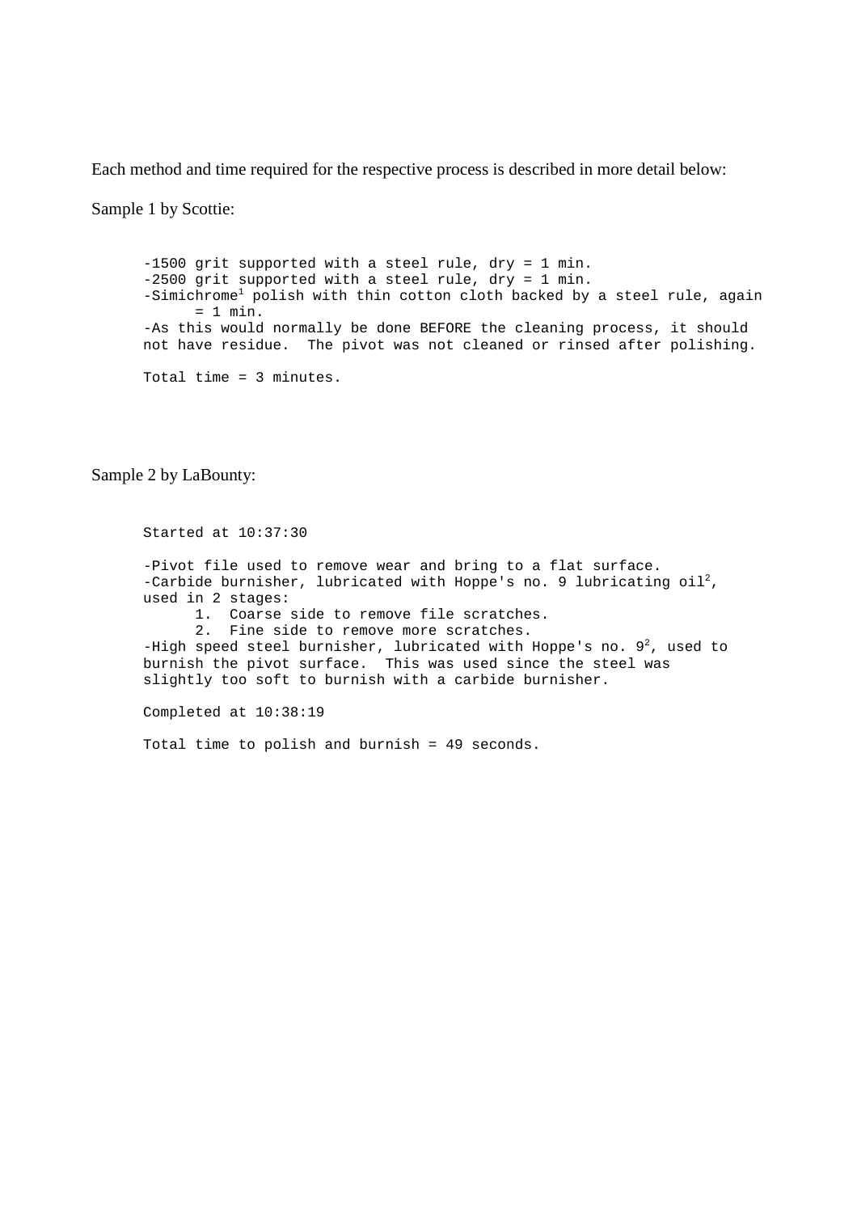Each method and time required for the respective process is described in more detail below:

Sample 1 by Scottie:

```
-1500 grit supported with a steel rule, dry = 1 min.
-2500 grit supported with a steel rule, dry = 1 min.
-Simichrome[1] polish with thin cotton cloth backed by a steel rule, again
      = 1 min.
-As this would normally be done BEFORE the cleaning process, it should
not have residue.  The pivot was not cleaned or rinsed after polishing.

Total time = 3 minutes.
```

Sample 2 by LaBounty:

```
Started at 10:37:30

-Pivot file used to remove wear and bring to a flat surface.
-Carbide burnisher, lubricated with Hoppe's no. 9 lubricating oil[2],
used in 2 stages:
      1.  Coarse side to remove file scratches.
      2.  Fine side to remove more scratches.
-High speed steel burnisher, lubricated with Hoppe's no. 9[2], used to
burnish the pivot surface.  This was used since the steel was
slightly too soft to burnish with a carbide burnisher.

Completed at 10:38:19

Total time to polish and burnish = 49 seconds.
```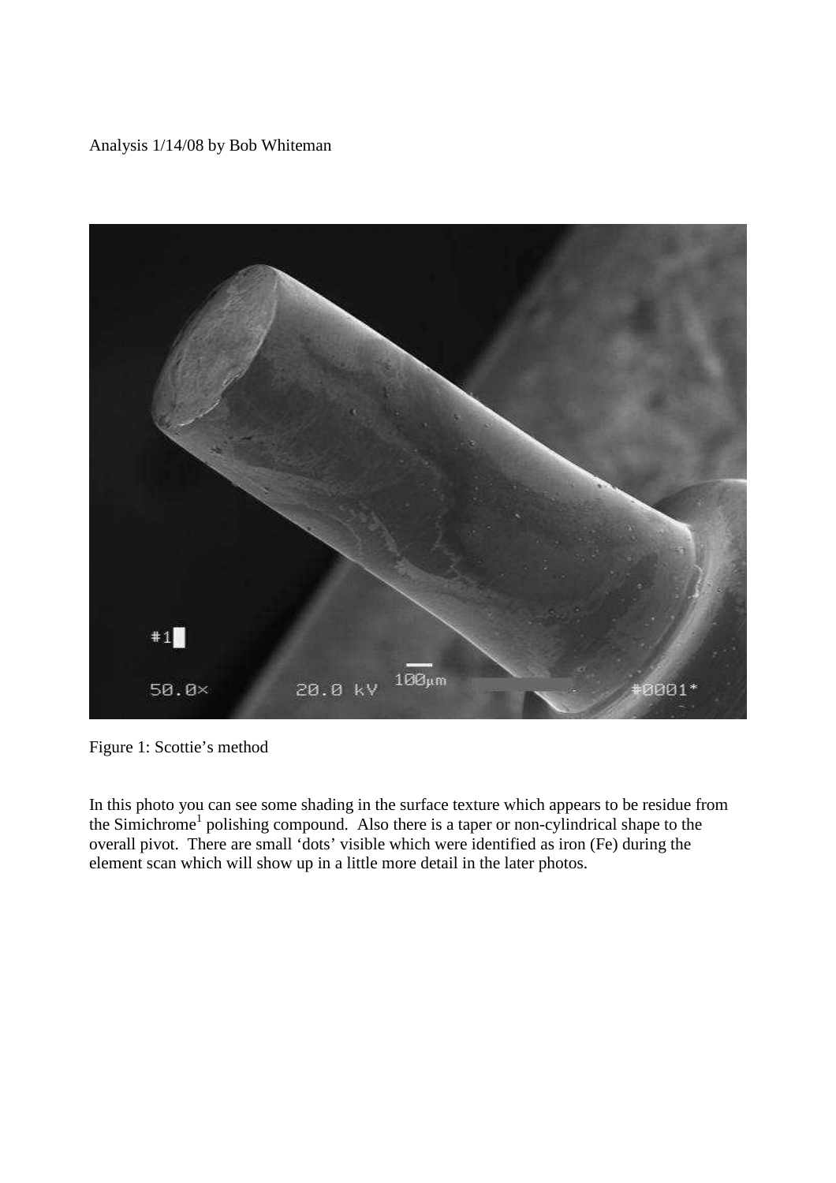Analysis 1/14/08 by Bob Whiteman

Figure 1: Scottie's method

In this photo you can see some shading in the surface texture which appears to be residue from the Simichrome[1] polishing compound. Also there is a taper or non-cylindrical shape to the overall pivot. There are small 'dots' visible which were identified as iron (Fe) during the element scan which will show up in a little more detail in the later photos.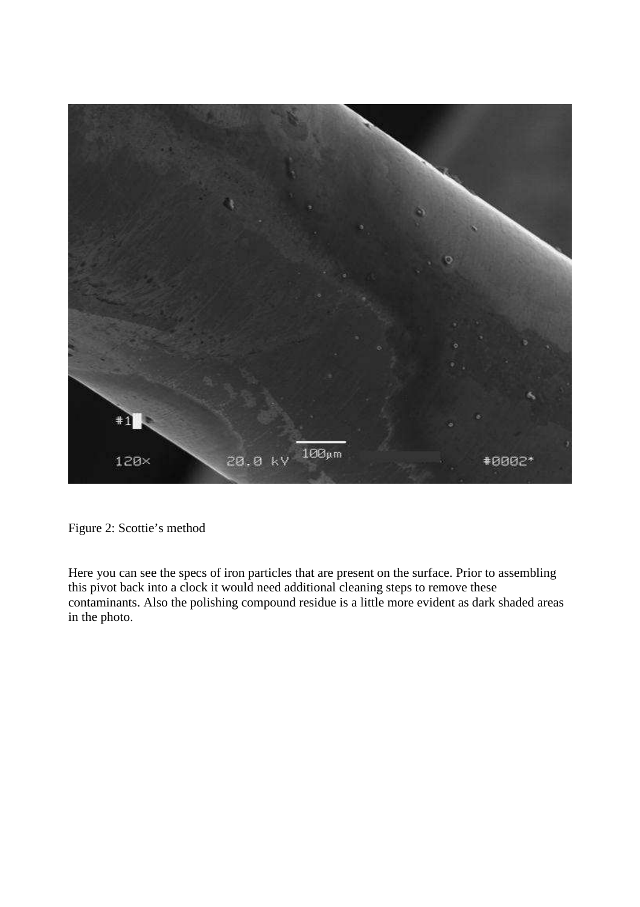Figure 2: Scottie's method

Here you can see the specs of iron particles that are present on the surface. Prior to assembling this pivot back into a clock it would need additional cleaning steps to remove these contaminants. Also the polishing compound residue is a little more evident as dark shaded areas in the photo.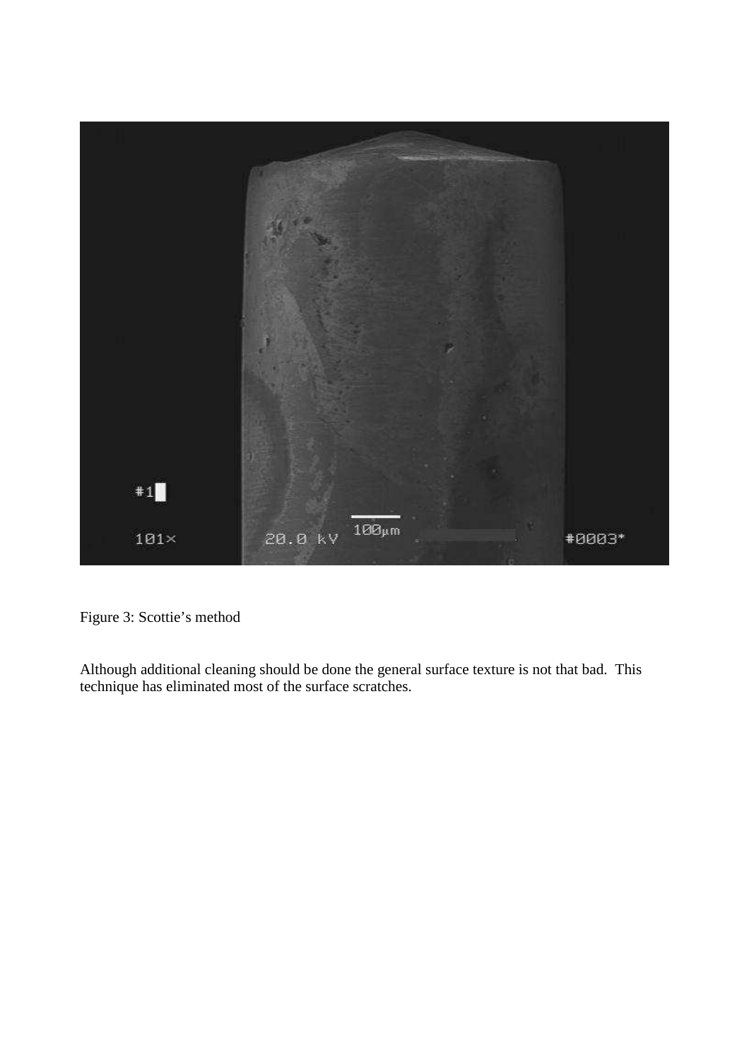Figure 3: Scottie's method

Although additional cleaning should be done the general surface texture is not that bad. This technique has eliminated most of the surface scratches.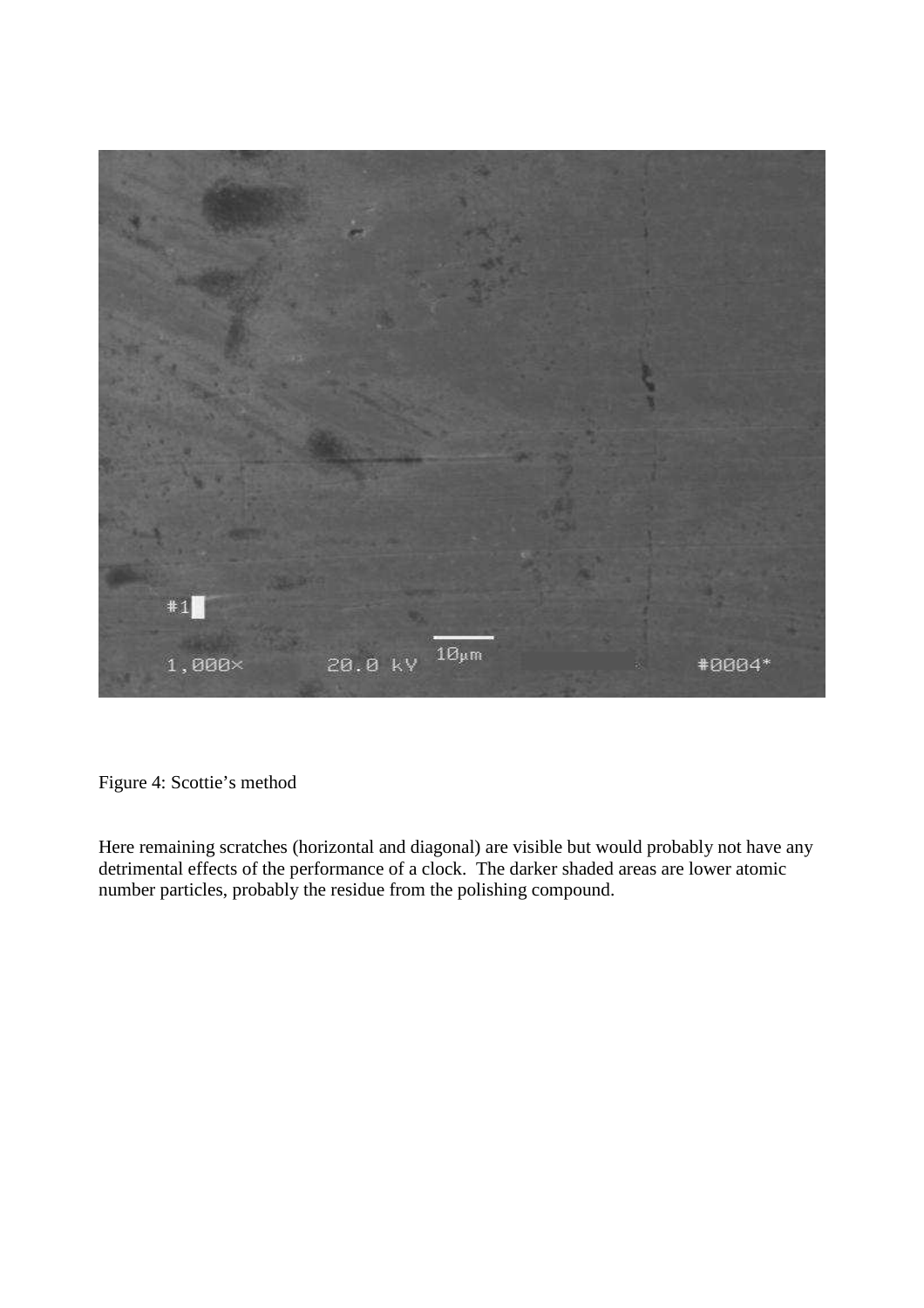Figure 4: Scottie's method

Here remaining scratches (horizontal and diagonal) are visible but would probably not have any detrimental effects of the performance of a clock. The darker shaded areas are lower atomic number particles, probably the residue from the polishing compound.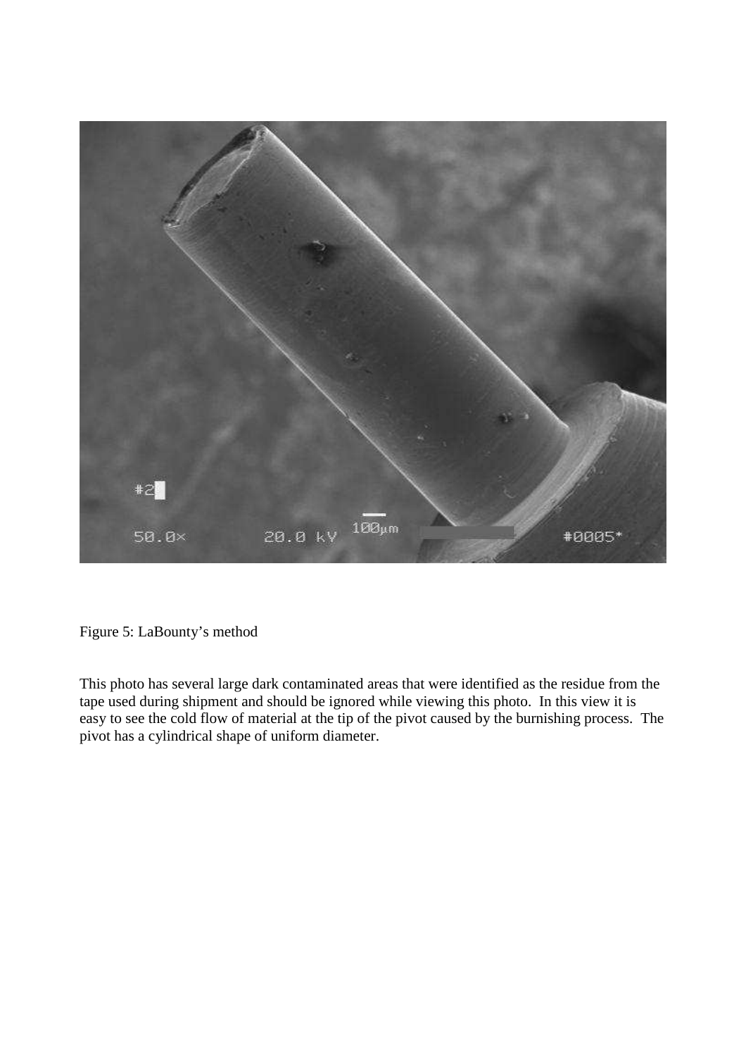Figure 5: LaBounty's method

This photo has several large dark contaminated areas that were identified as the residue from the tape used during shipment and should be ignored while viewing this photo. In this view it is easy to see the cold flow of material at the tip of the pivot caused by the burnishing process. The pivot has a cylindrical shape of uniform diameter.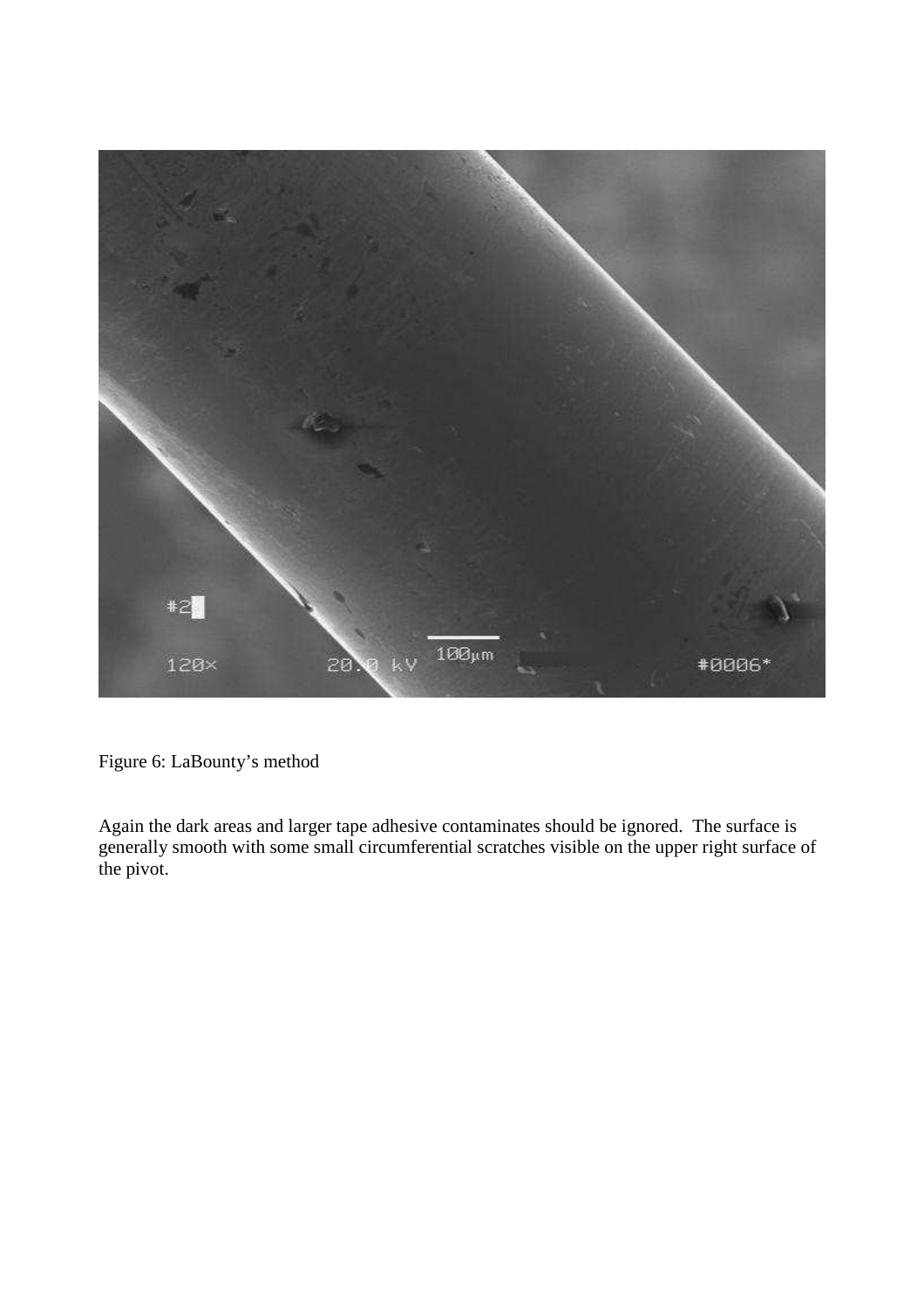Figure 6: LaBounty's method

Again the dark areas and larger tape adhesive contaminates should be ignored. The surface is generally smooth with some small circumferential scratches visible on the upper right surface of the pivot.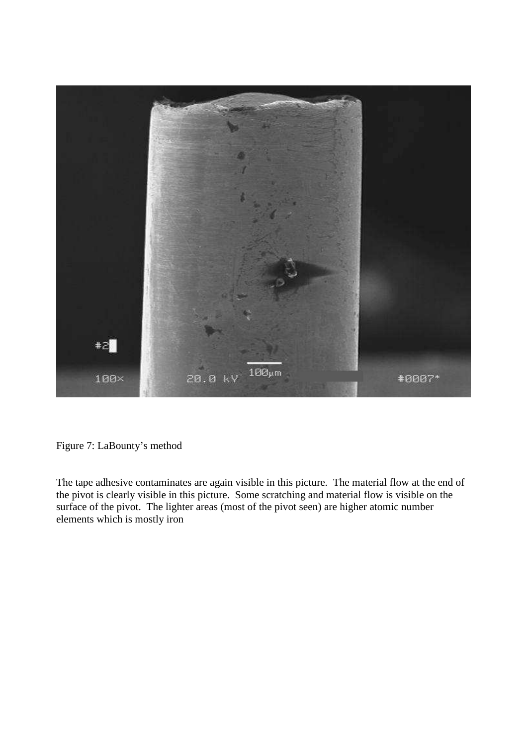Figure 7: LaBounty's method

The tape adhesive contaminates are again visible in this picture. The material flow at the end of the pivot is clearly visible in this picture. Some scratching and material flow is visible on the surface of the pivot. The lighter areas (most of the pivot seen) are higher atomic number elements which is mostly iron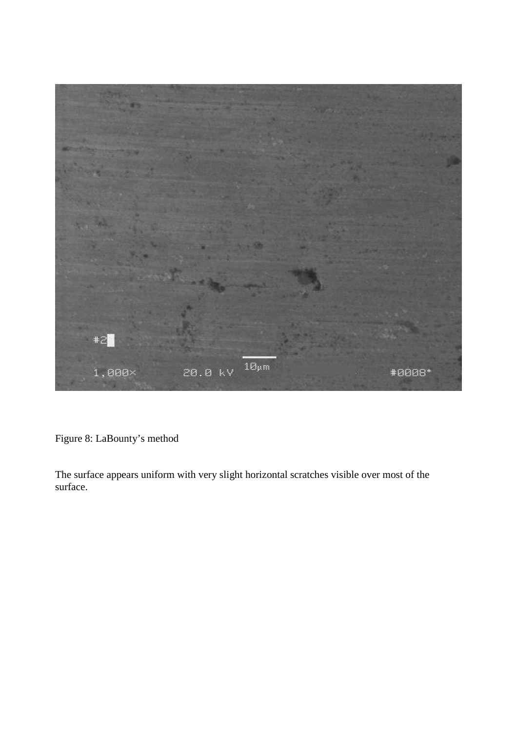Figure 8: LaBounty's method

The surface appears uniform with very slight horizontal scratches visible over most of the surface.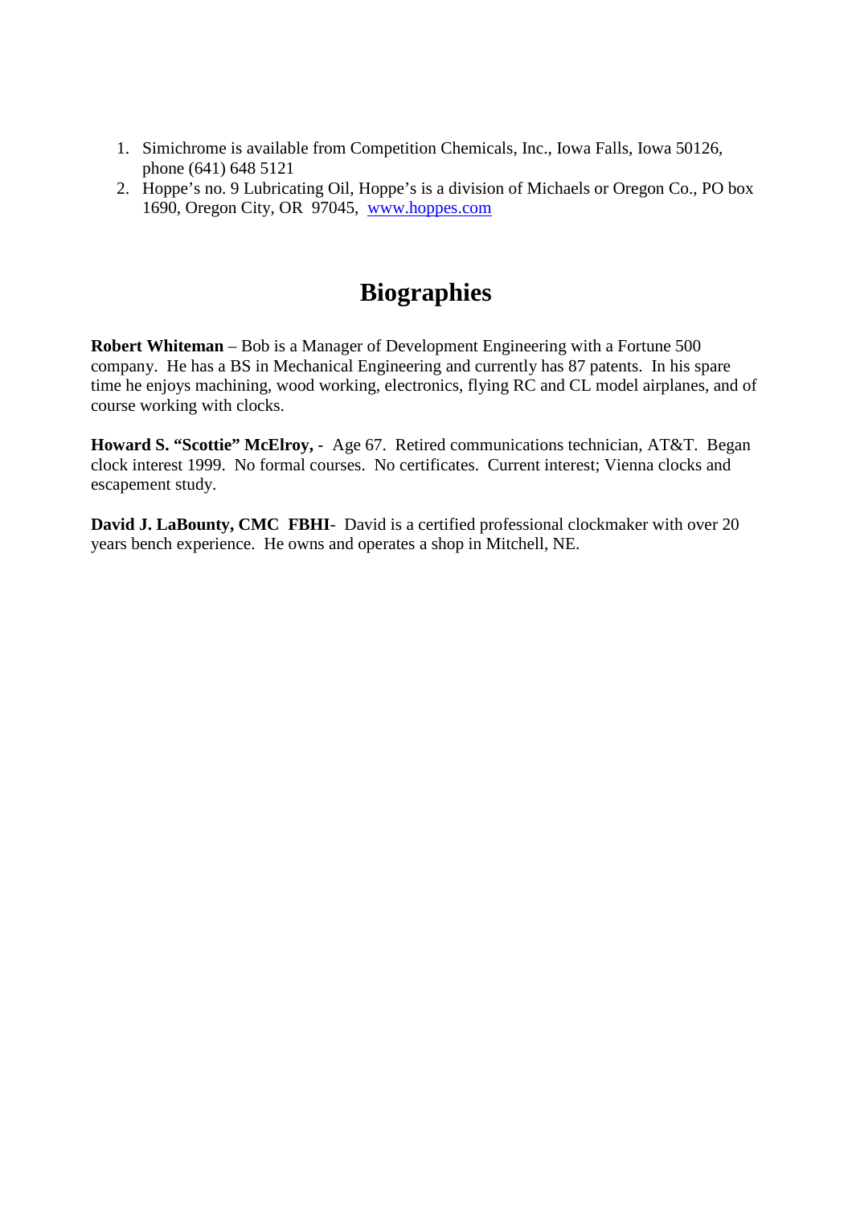1. Simichrome is available from Competition Chemicals, Inc., Iowa Falls, Iowa 50126, phone (641) 648 5121
2. Hoppe's no. 9 Lubricating Oil, Hoppe's is a division of Michaels or Oregon Co., PO box 1690, Oregon City, OR 97045, [www.hoppes.com](http://www.hoppes.com)

# Biographies

**Robert Whiteman** – Bob is a Manager of Development Engineering with a Fortune 500 company. He has a BS in Mechanical Engineering and currently has 87 patents. In his spare time he enjoys machining, wood working, electronics, flying RC and CL model airplanes, and of course working with clocks.

**Howard S. "Scottie" McElroy,** - Age 67. Retired communications technician, AT&T. Began clock interest 1999. No formal courses. No certificates. Current interest; Vienna clocks and escapement study.

**David J. LaBounty, CMC FBHI**- David is a certified professional clockmaker with over 20 years bench experience. He owns and operates a shop in Mitchell, NE.